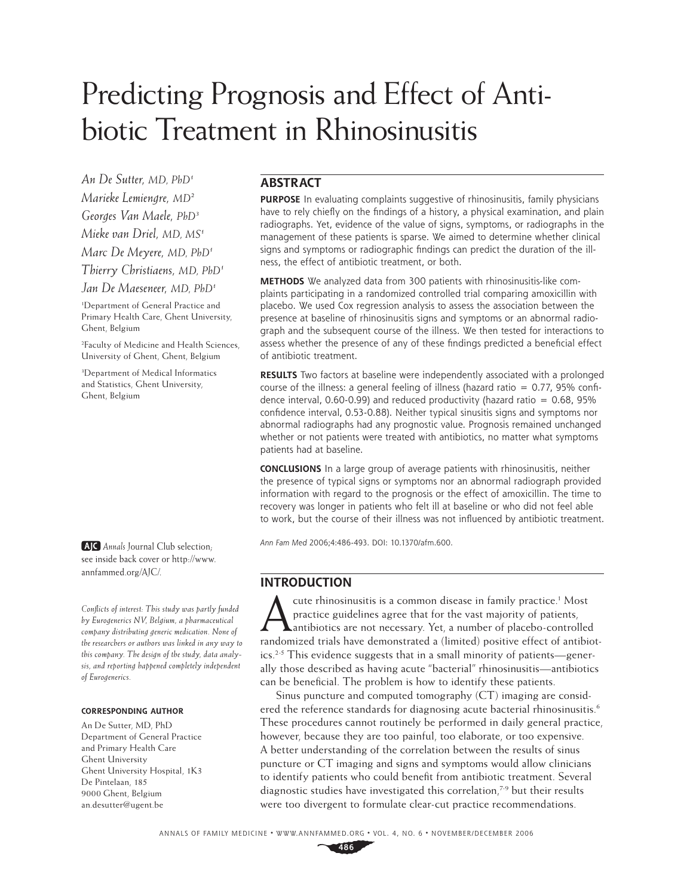# Predicting Prognosis and Effect of Antibiotic Treatment in Rhinosinusitis

*An De Sutter, MD, PhD*[1]

*Marieke Lemiengre, MD*[2]

*Georges Van Maele, PhD*[3]

*Mieke van Driel, MD, MS*[1]

*Marc De Meyere, MD, PhD*[1]

*Thierry Christiaens, MD, PhD*[1]

*Jan De Maeseneer, MD, PhD*[1]

[1]Department of General Practice and Primary Health Care, Ghent University, Ghent, Belgium

[2]Faculty of Medicine and Health Sciences, University of Ghent, Ghent, Belgium

[3]Department of Medical Informatics and Statistics, Ghent University, Ghent, Belgium

AJC *Annals* Journal Club selection; see inside back cover or http://www.annfammed.org/AJC/.

*Conflicts of interest: This study was partly funded by Eurogenerics NV, Belgium, a pharmaceutical company distributing generic medication. None of the researchers or authors was linked in any way to this company. The design of the study, data analysis, and reporting happened completely independent of Eurogenerics.*

**CORRESPONDING AUTHOR**

An De Sutter, MD, PhD
Department of General Practice and Primary Health Care
Ghent University
Ghent University Hospital, 1K3
De Pintelaan, 185
9000 Ghent, Belgium
an.desutter@ugent.be

## ABSTRACT

**PURPOSE** In evaluating complaints suggestive of rhinosinusitis, family physicians have to rely chiefly on the findings of a history, a physical examination, and plain radiographs. Yet, evidence of the value of signs, symptoms, or radiographs in the management of these patients is sparse. We aimed to determine whether clinical signs and symptoms or radiographic findings can predict the duration of the illness, the effect of antibiotic treatment, or both.

**METHODS** We analyzed data from 300 patients with rhinosinusitis-like complaints participating in a randomized controlled trial comparing amoxicillin with placebo. We used Cox regression analysis to assess the association between the presence at baseline of rhinosinusitis signs and symptoms or an abnormal radiograph and the subsequent course of the illness. We then tested for interactions to assess whether the presence of any of these findings predicted a beneficial effect of antibiotic treatment.

**RESULTS** Two factors at baseline were independently associated with a prolonged course of the illness: a general feeling of illness (hazard ratio = 0.77, 95% confidence interval, 0.60-0.99) and reduced productivity (hazard ratio = 0.68, 95% confidence interval, 0.53-0.88). Neither typical sinusitis signs and symptoms nor abnormal radiographs had any prognostic value. Prognosis remained unchanged whether or not patients were treated with antibiotics, no matter what symptoms patients had at baseline.

**CONCLUSIONS** In a large group of average patients with rhinosinusitis, neither the presence of typical signs or symptoms nor an abnormal radiograph provided information with regard to the prognosis or the effect of amoxicillin. The time to recovery was longer in patients who felt ill at baseline or who did not feel able to work, but the course of their illness was not influenced by antibiotic treatment.

*Ann Fam Med* 2006;4:486-493. DOI: 10.1370/afm.600.

## INTRODUCTION

Acute rhinosinusitis is a common disease in family practice.[1] Most practice guidelines agree that for the vast majority of patients, antibiotics are not necessary. Yet, a number of placebo-controlled randomized trials have demonstrated a (limited) positive effect of antibiotics.[2-5] This evidence suggests that in a small minority of patients—generally those described as having acute "bacterial" rhinosinusitis—antibiotics can be beneficial. The problem is how to identify these patients.

Sinus puncture and computed tomography (CT) imaging are considered the reference standards for diagnosing acute bacterial rhinosinusitis.[6] These procedures cannot routinely be performed in daily general practice, however, because they are too painful, too elaborate, or too expensive. A better understanding of the correlation between the results of sinus puncture or CT imaging and signs and symptoms would allow clinicians to identify patients who could benefit from antibiotic treatment. Several diagnostic studies have investigated this correlation,[7-9] but their results were too divergent to formulate clear-cut practice recommendations.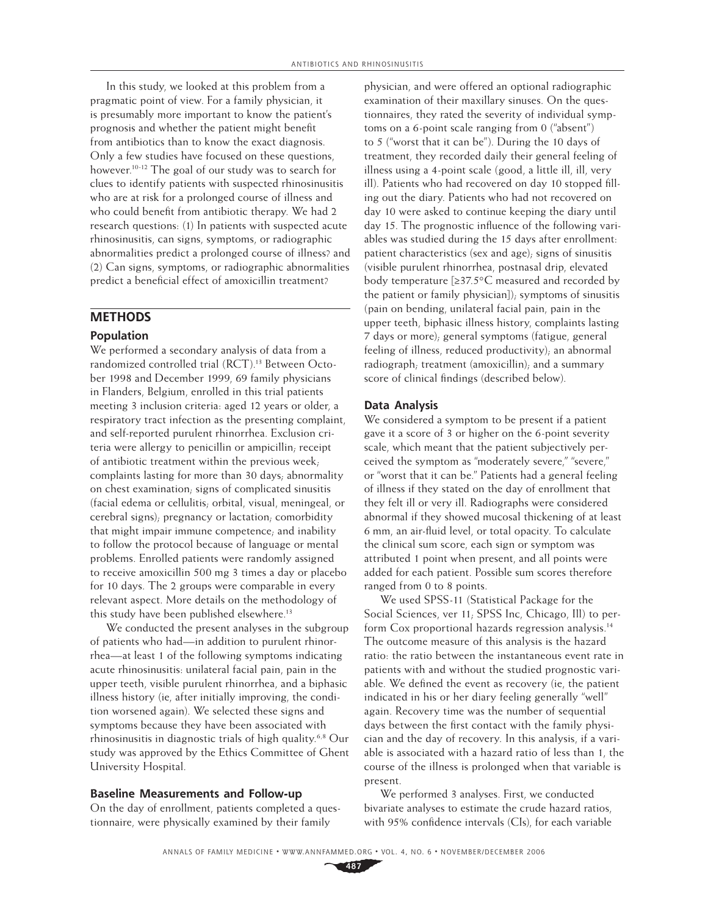In this study, we looked at this problem from a pragmatic point of view. For a family physician, it is presumably more important to know the patient's prognosis and whether the patient might benefit from antibiotics than to know the exact diagnosis. Only a few studies have focused on these questions, however.[10-12] The goal of our study was to search for clues to identify patients with suspected rhinosinusitis who are at risk for a prolonged course of illness and who could benefit from antibiotic therapy. We had 2 research questions: (1) In patients with suspected acute rhinosinusitis, can signs, symptoms, or radiographic abnormalities predict a prolonged course of illness? and (2) Can signs, symptoms, or radiographic abnormalities predict a beneficial effect of amoxicillin treatment?

## METHODS

### Population

We performed a secondary analysis of data from a randomized controlled trial (RCT).[13] Between October 1998 and December 1999, 69 family physicians in Flanders, Belgium, enrolled in this trial patients meeting 3 inclusion criteria: aged 12 years or older, a respiratory tract infection as the presenting complaint, and self-reported purulent rhinorrhea. Exclusion criteria were allergy to penicillin or ampicillin; receipt of antibiotic treatment within the previous week; complaints lasting for more than 30 days; abnormality on chest examination; signs of complicated sinusitis (facial edema or cellulitis; orbital, visual, meningeal, or cerebral signs); pregnancy or lactation; comorbidity that might impair immune competence; and inability to follow the protocol because of language or mental problems. Enrolled patients were randomly assigned to receive amoxicillin 500 mg 3 times a day or placebo for 10 days. The 2 groups were comparable in every relevant aspect. More details on the methodology of this study have been published elsewhere.[13]

We conducted the present analyses in the subgroup of patients who had—in addition to purulent rhinorrhea—at least 1 of the following symptoms indicating acute rhinosinusitis: unilateral facial pain, pain in the upper teeth, visible purulent rhinorrhea, and a biphasic illness history (ie, after initially improving, the condition worsened again). We selected these signs and symptoms because they have been associated with rhinosinusitis in diagnostic trials of high quality.[6,8] Our study was approved by the Ethics Committee of Ghent University Hospital.

### Baseline Measurements and Follow-up

On the day of enrollment, patients completed a questionnaire, were physically examined by their family physician, and were offered an optional radiographic examination of their maxillary sinuses. On the questionnaires, they rated the severity of individual symptoms on a 6-point scale ranging from 0 ("absent") to 5 ("worst that it can be"). During the 10 days of treatment, they recorded daily their general feeling of illness using a 4-point scale (good, a little ill, ill, very ill). Patients who had recovered on day 10 stopped filling out the diary. Patients who had not recovered on day 10 were asked to continue keeping the diary until day 15. The prognostic influence of the following variables was studied during the 15 days after enrollment: patient characteristics (sex and age); signs of sinusitis (visible purulent rhinorrhea, postnasal drip, elevated body temperature [≥37.5°C measured and recorded by the patient or family physician]); symptoms of sinusitis (pain on bending, unilateral facial pain, pain in the upper teeth, biphasic illness history, complaints lasting 7 days or more); general symptoms (fatigue, general feeling of illness, reduced productivity); an abnormal radiograph; treatment (amoxicillin); and a summary score of clinical findings (described below).

### Data Analysis

We considered a symptom to be present if a patient gave it a score of 3 or higher on the 6-point severity scale, which meant that the patient subjectively perceived the symptom as "moderately severe," "severe," or "worst that it can be." Patients had a general feeling of illness if they stated on the day of enrollment that they felt ill or very ill. Radiographs were considered abnormal if they showed mucosal thickening of at least 6 mm, an air-fluid level, or total opacity. To calculate the clinical sum score, each sign or symptom was attributed 1 point when present, and all points were added for each patient. Possible sum scores therefore ranged from 0 to 8 points.

We used SPSS-11 (Statistical Package for the Social Sciences, ver 11; SPSS Inc, Chicago, Ill) to perform Cox proportional hazards regression analysis.[14] The outcome measure of this analysis is the hazard ratio: the ratio between the instantaneous event rate in patients with and without the studied prognostic variable. We defined the event as recovery (ie, the patient indicated in his or her diary feeling generally "well" again. Recovery time was the number of sequential days between the first contact with the family physician and the day of recovery. In this analysis, if a variable is associated with a hazard ratio of less than 1, the course of the illness is prolonged when that variable is present.

We performed 3 analyses. First, we conducted bivariate analyses to estimate the crude hazard ratios, with 95% confidence intervals (CIs), for each variable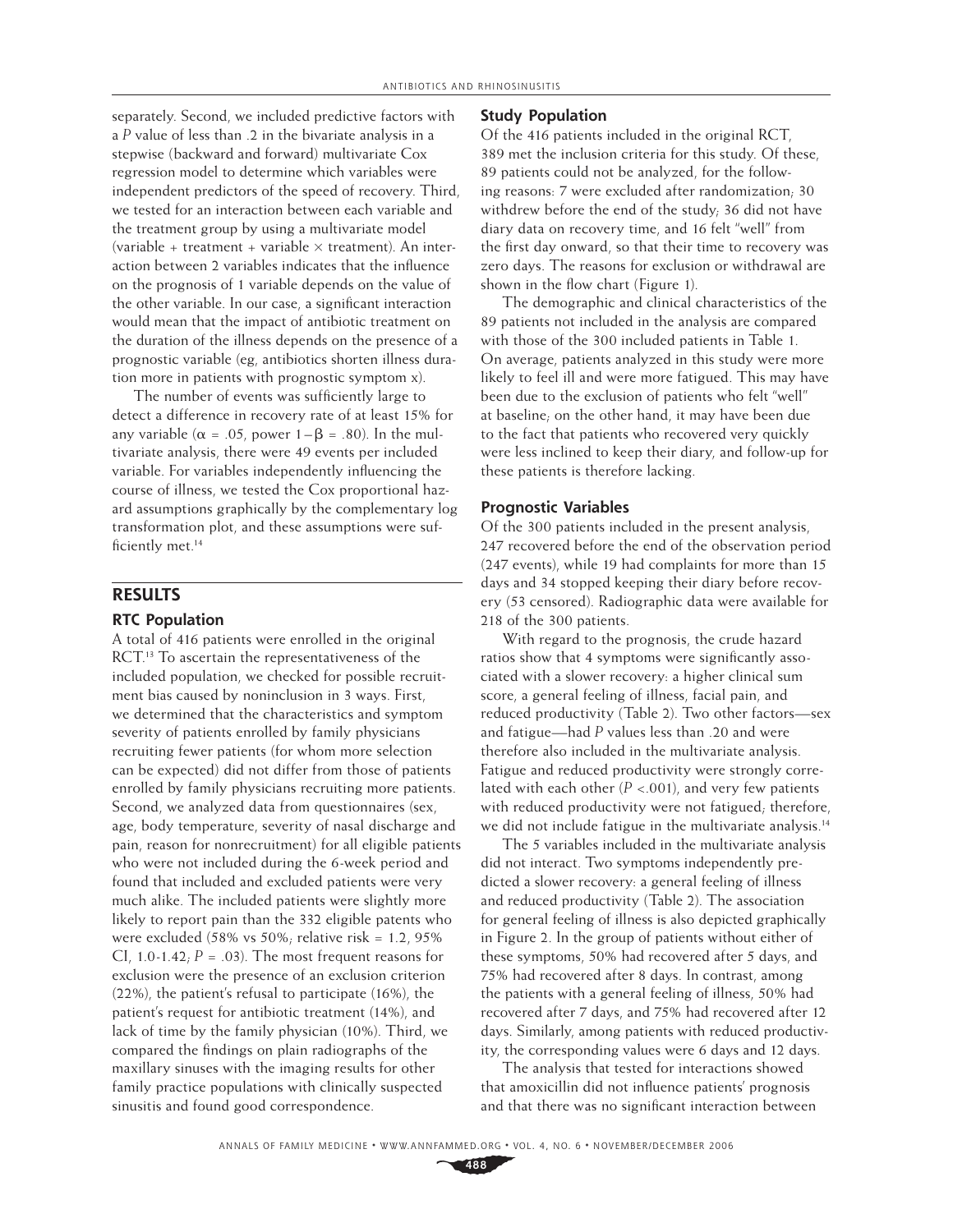separately. Second, we included predictive factors with a *P* value of less than .2 in the bivariate analysis in a stepwise (backward and forward) multivariate Cox regression model to determine which variables were independent predictors of the speed of recovery. Third, we tested for an interaction between each variable and the treatment group by using a multivariate model (variable + treatment + variable × treatment). An interaction between 2 variables indicates that the influence on the prognosis of 1 variable depends on the value of the other variable. In our case, a significant interaction would mean that the impact of antibiotic treatment on the duration of the illness depends on the presence of a prognostic variable (eg, antibiotics shorten illness duration more in patients with prognostic symptom x).

The number of events was sufficiently large to detect a difference in recovery rate of at least 15% for any variable ($\alpha = .05$, power $1-\beta = .80$). In the multivariate analysis, there were 49 events per included variable. For variables independently influencing the course of illness, we tested the Cox proportional hazard assumptions graphically by the complementary log transformation plot, and these assumptions were sufficiently met.[14]

## RESULTS

### RTC Population

A total of 416 patients were enrolled in the original RCT.[13] To ascertain the representativeness of the included population, we checked for possible recruitment bias caused by noninclusion in 3 ways. First, we determined that the characteristics and symptom severity of patients enrolled by family physicians recruiting fewer patients (for whom more selection can be expected) did not differ from those of patients enrolled by family physicians recruiting more patients. Second, we analyzed data from questionnaires (sex, age, body temperature, severity of nasal discharge and pain, reason for nonrecruitment) for all eligible patients who were not included during the 6-week period and found that included and excluded patients were very much alike. The included patients were slightly more likely to report pain than the 332 eligible patents who were excluded (58% vs 50%; relative risk = 1.2, 95% CI, 1.0-1.42; *P* = .03). The most frequent reasons for exclusion were the presence of an exclusion criterion (22%), the patient's refusal to participate (16%), the patient's request for antibiotic treatment (14%), and lack of time by the family physician (10%). Third, we compared the findings on plain radiographs of the maxillary sinuses with the imaging results for other family practice populations with clinically suspected sinusitis and found good correspondence.

### Study Population

Of the 416 patients included in the original RCT, 389 met the inclusion criteria for this study. Of these, 89 patients could not be analyzed, for the following reasons: 7 were excluded after randomization; 30 withdrew before the end of the study; 36 did not have diary data on recovery time, and 16 felt "well" from the first day onward, so that their time to recovery was zero days. The reasons for exclusion or withdrawal are shown in the flow chart (Figure 1).

The demographic and clinical characteristics of the 89 patients not included in the analysis are compared with those of the 300 included patients in Table 1. On average, patients analyzed in this study were more likely to feel ill and were more fatigued. This may have been due to the exclusion of patients who felt "well" at baseline; on the other hand, it may have been due to the fact that patients who recovered very quickly were less inclined to keep their diary, and follow-up for these patients is therefore lacking.

### Prognostic Variables

Of the 300 patients included in the present analysis, 247 recovered before the end of the observation period (247 events), while 19 had complaints for more than 15 days and 34 stopped keeping their diary before recovery (53 censored). Radiographic data were available for 218 of the 300 patients.

With regard to the prognosis, the crude hazard ratios show that 4 symptoms were significantly associated with a slower recovery: a higher clinical sum score, a general feeling of illness, facial pain, and reduced productivity (Table 2). Two other factors—sex and fatigue—had *P* values less than .20 and were therefore also included in the multivariate analysis. Fatigue and reduced productivity were strongly correlated with each other ($P < .001$), and very few patients with reduced productivity were not fatigued; therefore, we did not include fatigue in the multivariate analysis.[14]

The 5 variables included in the multivariate analysis did not interact. Two symptoms independently predicted a slower recovery: a general feeling of illness and reduced productivity (Table 2). The association for general feeling of illness is also depicted graphically in Figure 2. In the group of patients without either of these symptoms, 50% had recovered after 5 days, and 75% had recovered after 8 days. In contrast, among the patients with a general feeling of illness, 50% had recovered after 7 days, and 75% had recovered after 12 days. Similarly, among patients with reduced productivity, the corresponding values were 6 days and 12 days.

The analysis that tested for interactions showed that amoxicillin did not influence patients' prognosis and that there was no significant interaction between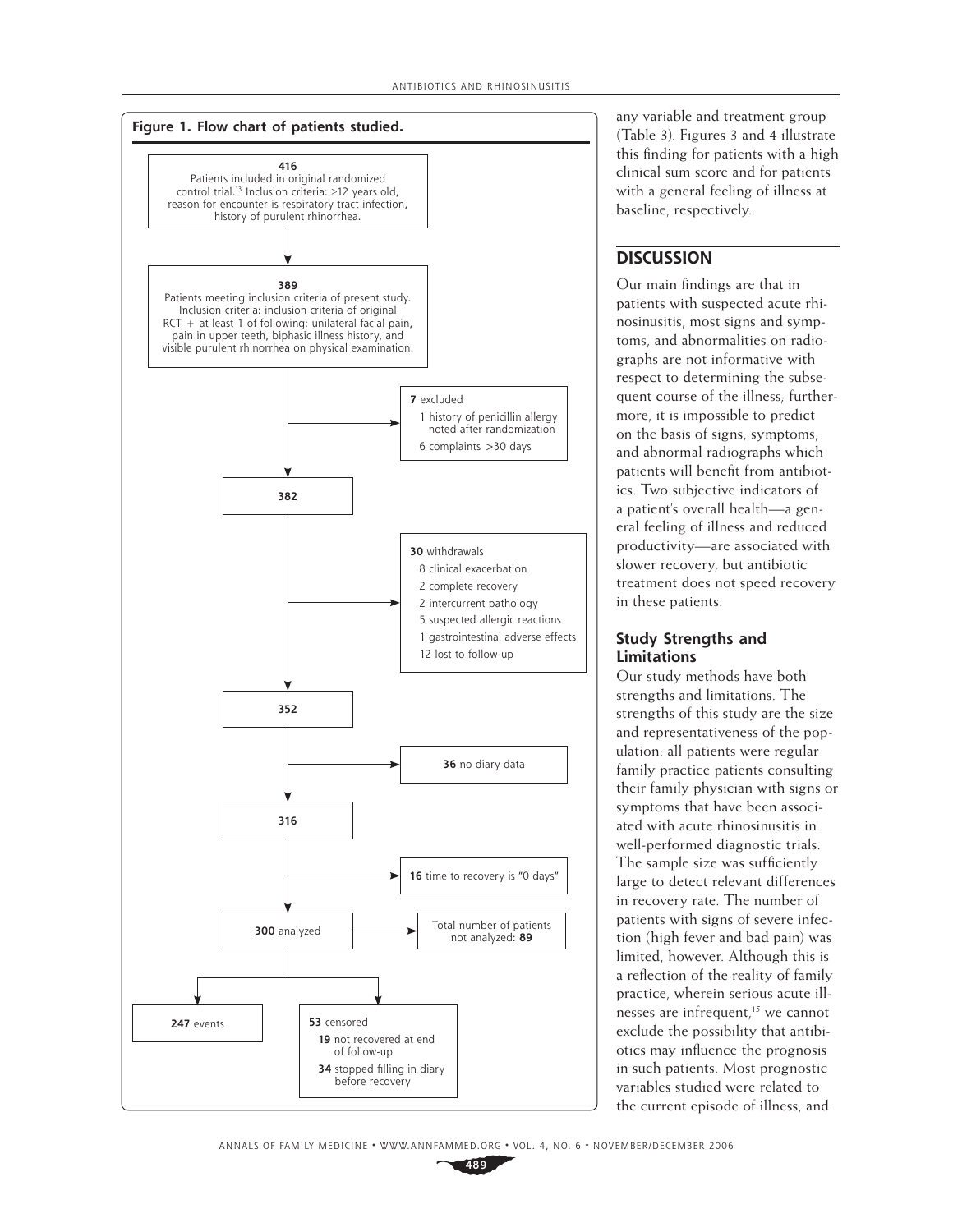**Figure 1. Flow chart of patients studied.**

**416** Patients included in original randomized control trial.[13] Inclusion criteria: ≥12 years old, reason for encounter is respiratory tract infection, history of purulent rhinorrhea.

↓

**389** Patients meeting inclusion criteria of present study. Inclusion criteria: inclusion criteria of original RCT + at least 1 of following: unilateral facial pain, pain in upper teeth, biphasic illness history, and visible purulent rhinorrhea on physical examination.

→ **7** excluded
- 1 history of penicillin allergy noted after randomization
- 6 complaints >30 days

↓

**382**

→ **30** withdrawals
- 8 clinical exacerbation
- 2 complete recovery
- 2 intercurrent pathology
- 5 suspected allergic reactions
- 1 gastrointestinal adverse effects
- 12 lost to follow-up

↓

**352**

→ **36** no diary data

↓

**316**

→ **16** time to recovery is "0 days"

↓

**300** analyzed → Total number of patients not analyzed: **89**

↓

**247** events

**53** censored
- **19** not recovered at end of follow-up
- **34** stopped filling in diary before recovery

any variable and treatment group (Table 3). Figures 3 and 4 illustrate this finding for patients with a high clinical sum score and for patients with a general feeling of illness at baseline, respectively.

## DISCUSSION

Our main findings are that in patients with suspected acute rhinosinusitis, most signs and symptoms, and abnormalities on radiographs are not informative with respect to determining the subsequent course of the illness; furthermore, it is impossible to predict on the basis of signs, symptoms, and abnormal radiographs which patients will benefit from antibiotics. Two subjective indicators of a patient's overall health—a general feeling of illness and reduced productivity—are associated with slower recovery, but antibiotic treatment does not speed recovery in these patients.

### Study Strengths and Limitations

Our study methods have both strengths and limitations. The strengths of this study are the size and representativeness of the population: all patients were regular family practice patients consulting their family physician with signs or symptoms that have been associated with acute rhinosinusitis in well-performed diagnostic trials. The sample size was sufficiently large to detect relevant differences in recovery rate. The number of patients with signs of severe infection (high fever and bad pain) was limited, however. Although this is a reflection of the reality of family practice, wherein serious acute illnesses are infrequent,[15] we cannot exclude the possibility that antibiotics may influence the prognosis in such patients. Most prognostic variables studied were related to the current episode of illness, and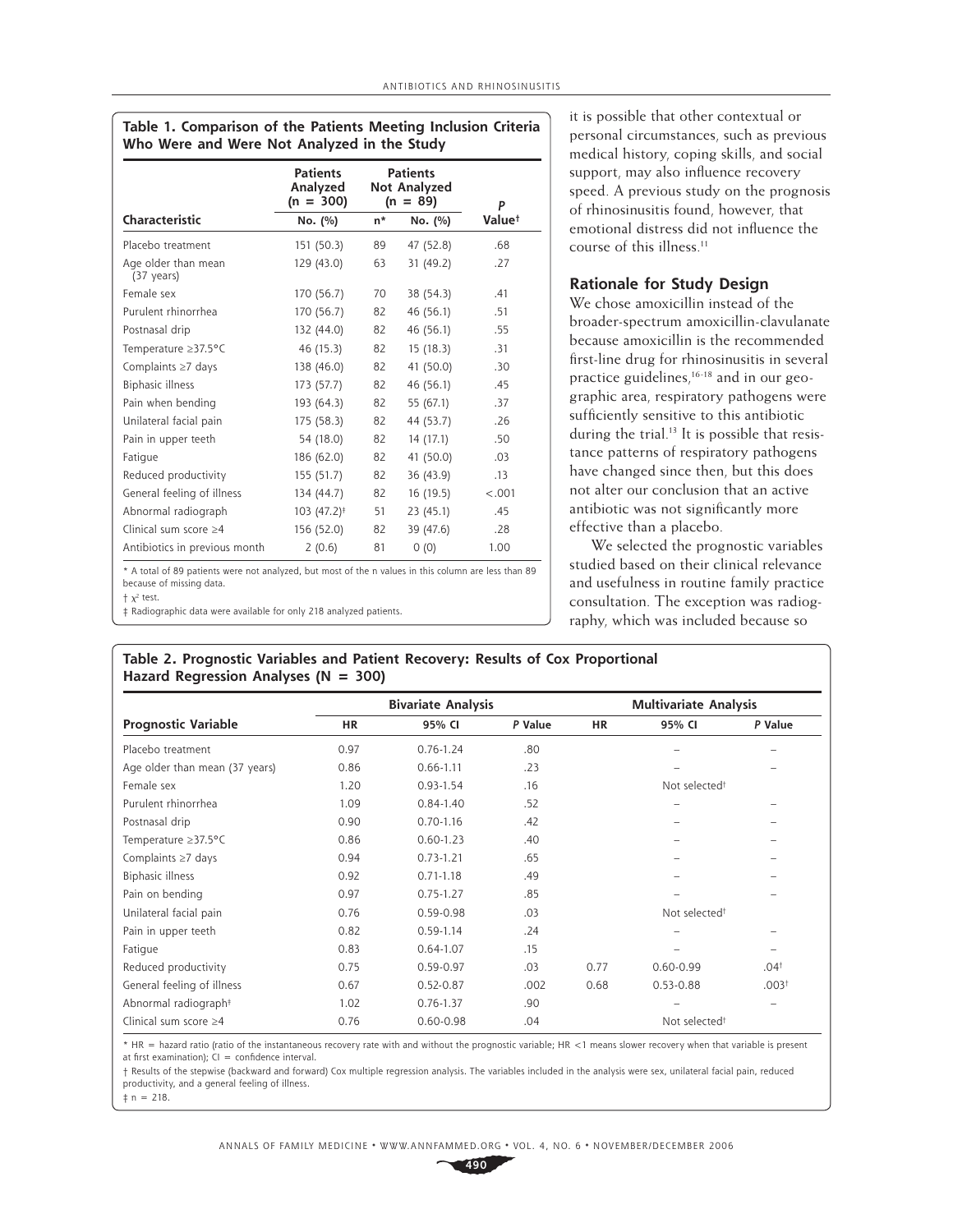**Table 1. Comparison of the Patients Meeting Inclusion Criteria Who Were and Were Not Analyzed in the Study**

| Characteristic | Patients Analyzed (n = 300) No. (%) | Patients Not Analyzed (n = 89) n* | No. (%) | P Value† |
|---|---|---|---|---|
| Placebo treatment | 151 (50.3) | 89 | 47 (52.8) | .68 |
| Age older than mean (37 years) | 129 (43.0) | 63 | 31 (49.2) | .27 |
| Female sex | 170 (56.7) | 70 | 38 (54.3) | .41 |
| Purulent rhinorrhea | 170 (56.7) | 82 | 46 (56.1) | .51 |
| Postnasal drip | 132 (44.0) | 82 | 46 (56.1) | .55 |
| Temperature ≥37.5°C | 46 (15.3) | 82 | 15 (18.3) | .31 |
| Complaints ≥7 days | 138 (46.0) | 82 | 41 (50.0) | .30 |
| Biphasic illness | 173 (57.7) | 82 | 46 (56.1) | .45 |
| Pain when bending | 193 (64.3) | 82 | 55 (67.1) | .37 |
| Unilateral facial pain | 175 (58.3) | 82 | 44 (53.7) | .26 |
| Pain in upper teeth | 54 (18.0) | 82 | 14 (17.1) | .50 |
| Fatigue | 186 (62.0) | 82 | 41 (50.0) | .03 |
| Reduced productivity | 155 (51.7) | 82 | 36 (43.9) | .13 |
| General feeling of illness | 134 (44.7) | 82 | 16 (19.5) | <.001 |
| Abnormal radiograph | 103 (47.2)‡ | 51 | 23 (45.1) | .45 |
| Clinical sum score ≥4 | 156 (52.0) | 82 | 39 (47.6) | .28 |
| Antibiotics in previous month | 2 (0.6) | 81 | 0 (0) | 1.00 |

\* A total of 89 patients were not analyzed, but most of the n values in this column are less than 89 because of missing data.

† $\chi^2$ test.

‡ Radiographic data were available for only 218 analyzed patients.

it is possible that other contextual or personal circumstances, such as previous medical history, coping skills, and social support, may also influence recovery speed. A previous study on the prognosis of rhinosinusitis found, however, that emotional distress did not influence the course of this illness.[11]

## Rationale for Study Design

We chose amoxicillin instead of the broader-spectrum amoxicillin-clavulanate because amoxicillin is the recommended first-line drug for rhinosinusitis in several practice guidelines,[16-18] and in our geographic area, respiratory pathogens were sufficiently sensitive to this antibiotic during the trial.[13] It is possible that resistance patterns of respiratory pathogens have changed since then, but this does not alter our conclusion that an active antibiotic was not significantly more effective than a placebo.

We selected the prognostic variables studied based on their clinical relevance and usefulness in routine family practice consultation. The exception was radiography, which was included because so

**Table 2. Prognostic Variables and Patient Recovery: Results of Cox Proportional Hazard Regression Analyses (N = 300)**

| Prognostic Variable | Bivariate Analysis HR | 95% CI | P Value | Multivariate Analysis HR | 95% CI | P Value |
|---|---|---|---|---|---|---|
| Placebo treatment | 0.97 | 0.76-1.24 | .80 | – | – | – |
| Age older than mean (37 years) | 0.86 | 0.66-1.11 | .23 | – | – | – |
| Female sex | 1.20 | 0.93-1.54 | .16 | | Not selected† | |
| Purulent rhinorrhea | 1.09 | 0.84-1.40 | .52 | – | – | – |
| Postnasal drip | 0.90 | 0.70-1.16 | .42 | – | – | – |
| Temperature ≥37.5°C | 0.86 | 0.60-1.23 | .40 | – | – | – |
| Complaints ≥7 days | 0.94 | 0.73-1.21 | .65 | – | – | – |
| Biphasic illness | 0.92 | 0.71-1.18 | .49 | – | – | – |
| Pain on bending | 0.97 | 0.75-1.27 | .85 | – | – | – |
| Unilateral facial pain | 0.76 | 0.59-0.98 | .03 | | Not selected† | |
| Pain in upper teeth | 0.82 | 0.59-1.14 | .24 | – | – | – |
| Fatigue | 0.83 | 0.64-1.07 | .15 | – | – | – |
| Reduced productivity | 0.75 | 0.59-0.97 | .03 | 0.77 | 0.60-0.99 | .04† |
| General feeling of illness | 0.67 | 0.52-0.87 | .002 | 0.68 | 0.53-0.88 | .003† |
| Abnormal radiograph‡ | 1.02 | 0.76-1.37 | .90 | – | – | – |
| Clinical sum score ≥4 | 0.76 | 0.60-0.98 | .04 | | Not selected† | |

\* HR = hazard ratio (ratio of the instantaneous recovery rate with and without the prognostic variable; HR <1 means slower recovery when that variable is present at first examination); CI = confidence interval.

† Results of the stepwise (backward and forward) Cox multiple regression analysis. The variables included in the analysis were sex, unilateral facial pain, reduced productivity, and a general feeling of illness.

‡ n = 218.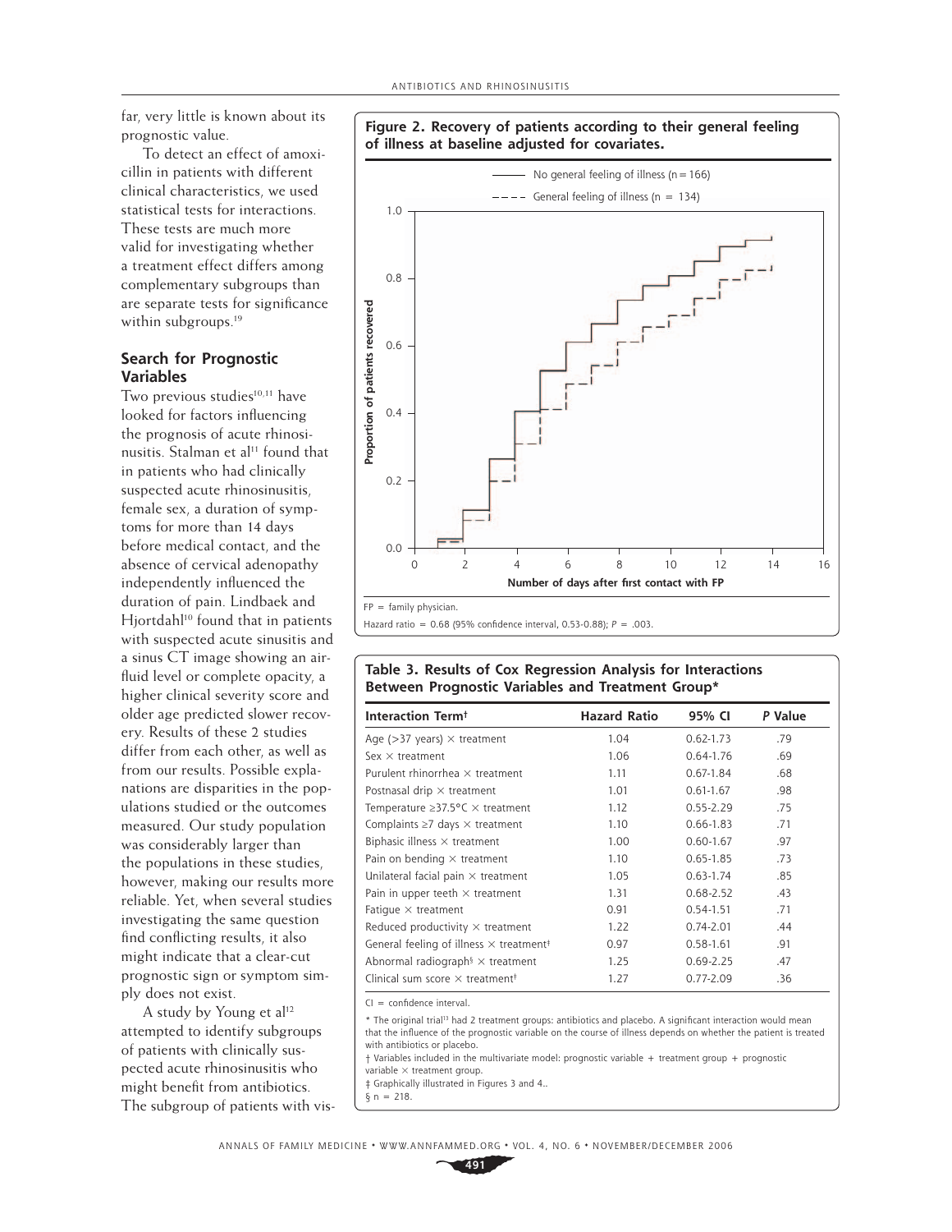far, very little is known about its prognostic value.

To detect an effect of amoxicillin in patients with different clinical characteristics, we used statistical tests for interactions. These tests are much more valid for investigating whether a treatment effect differs among complementary subgroups than are separate tests for significance within subgroups.[19]

## Search for Prognostic Variables

Two previous studies[10,11] have looked for factors influencing the prognosis of acute rhinosinusitis. Stalman et al[11] found that in patients who had clinically suspected acute rhinosinusitis, female sex, a duration of symptoms for more than 14 days before medical contact, and the absence of cervical adenopathy independently influenced the duration of pain. Lindbaek and Hjortdahl[10] found that in patients with suspected acute sinusitis and a sinus CT image showing an air-fluid level or complete opacity, a higher clinical severity score and older age predicted slower recovery. Results of these 2 studies differ from each other, as well as from our results. Possible explanations are disparities in the populations studied or the outcomes measured. Our study population was considerably larger than the populations in these studies, however, making our results more reliable. Yet, when several studies investigating the same question find conflicting results, it also might indicate that a clear-cut prognostic sign or symptom simply does not exist.

A study by Young et al[12] attempted to identify subgroups of patients with clinically suspected acute rhinosinusitis who might benefit from antibiotics. The subgroup of patients with vis-

**Figure 2. Recovery of patients according to their general feeling of illness at baseline adjusted for covariates.**

FP = family physician.

Hazard ratio = 0.68 (95% confidence interval, 0.53-0.88); $P$ = .003.

**Table 3. Results of Cox Regression Analysis for Interactions Between Prognostic Variables and Treatment Group***

| Interaction Term† | Hazard Ratio | 95% CI | *P* Value |
|---|---|---|---|
| Age (>37 years) × treatment | 1.04 | 0.62-1.73 | .79 |
| Sex × treatment | 1.06 | 0.64-1.76 | .69 |
| Purulent rhinorrhea × treatment | 1.11 | 0.67-1.84 | .68 |
| Postnasal drip × treatment | 1.01 | 0.61-1.67 | .98 |
| Temperature ≥37.5°C × treatment | 1.12 | 0.55-2.29 | .75 |
| Complaints ≥7 days × treatment | 1.10 | 0.66-1.83 | .71 |
| Biphasic illness × treatment | 1.00 | 0.60-1.67 | .97 |
| Pain on bending × treatment | 1.10 | 0.65-1.85 | .73 |
| Unilateral facial pain × treatment | 1.05 | 0.63-1.74 | .85 |
| Pain in upper teeth × treatment | 1.31 | 0.68-2.52 | .43 |
| Fatigue × treatment | 0.91 | 0.54-1.51 | .71 |
| Reduced productivity × treatment | 1.22 | 0.74-2.01 | .44 |
| General feeling of illness × treatment‡ | 0.97 | 0.58-1.61 | .91 |
| Abnormal radiograph§ × treatment | 1.25 | 0.69-2.25 | .47 |
| Clinical sum score × treatment‡ | 1.27 | 0.77-2.09 | .36 |

CI = confidence interval.

* The original trial[13] had 2 treatment groups: antibiotics and placebo. A significant interaction would mean that the influence of the prognostic variable on the course of illness depends on whether the patient is treated with antibiotics or placebo.

† Variables included in the multivariate model: prognostic variable + treatment group + prognostic variable × treatment group.

‡ Graphically illustrated in Figures 3 and 4..

§ n = 218.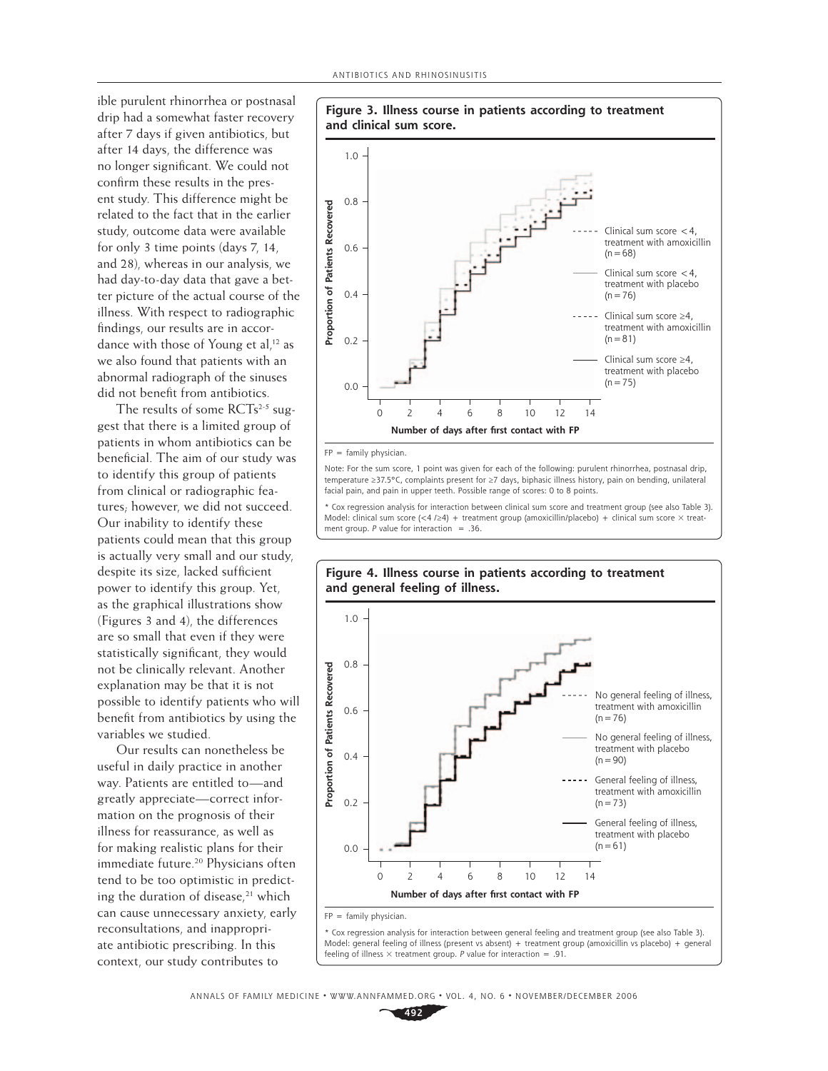ible purulent rhinorrhea or postnasal drip had a somewhat faster recovery after 7 days if given antibiotics, but after 14 days, the difference was no longer significant. We could not confirm these results in the present study. This difference might be related to the fact that in the earlier study, outcome data were available for only 3 time points (days 7, 14, and 28), whereas in our analysis, we had day-to-day data that gave a better picture of the actual course of the illness. With respect to radiographic findings, our results are in accordance with those of Young et al,[12] as we also found that patients with an abnormal radiograph of the sinuses did not benefit from antibiotics.

The results of some RCTs[2-5] suggest that there is a limited group of patients in whom antibiotics can be beneficial. The aim of our study was to identify this group of patients from clinical or radiographic features; however, we did not succeed. Our inability to identify these patients could mean that this group is actually very small and our study, despite its size, lacked sufficient power to identify this group. Yet, as the graphical illustrations show (Figures 3 and 4), the differences are so small that even if they were statistically significant, they would not be clinically relevant. Another explanation may be that it is not possible to identify patients who will benefit from antibiotics by using the variables we studied.

Our results can nonetheless be useful in daily practice in another way. Patients are entitled to—and greatly appreciate—correct information on the prognosis of their illness for reassurance, as well as for making realistic plans for their immediate future.[20] Physicians often tend to be too optimistic in predicting the duration of disease,[21] which can cause unnecessary anxiety, early reconsultations, and inappropriate antibiotic prescribing. In this context, our study contributes to

**Figure 3. Illness course in patients according to treatment and clinical sum score.**

FP = family physician.

Note: For the sum score, 1 point was given for each of the following: purulent rhinorrhea, postnasal drip, temperature ≥37.5°C, complaints present for ≥7 days, biphasic illness history, pain on bending, unilateral facial pain, and pain in upper teeth. Possible range of scores: 0 to 8 points.

\* Cox regression analysis for interaction between clinical sum score and treatment group (see also Table 3). Model: clinical sum score (<4 /≥4) + treatment group (amoxicillin/placebo) + clinical sum score × treatment group. *P* value for interaction = .36.

**Figure 4. Illness course in patients according to treatment and general feeling of illness.**

FP = family physician.

\* Cox regression analysis for interaction between general feeling and treatment group (see also Table 3). Model: general feeling of illness (present vs absent) + treatment group (amoxicillin vs placebo) + general feeling of illness × treatment group. *P* value for interaction = .91.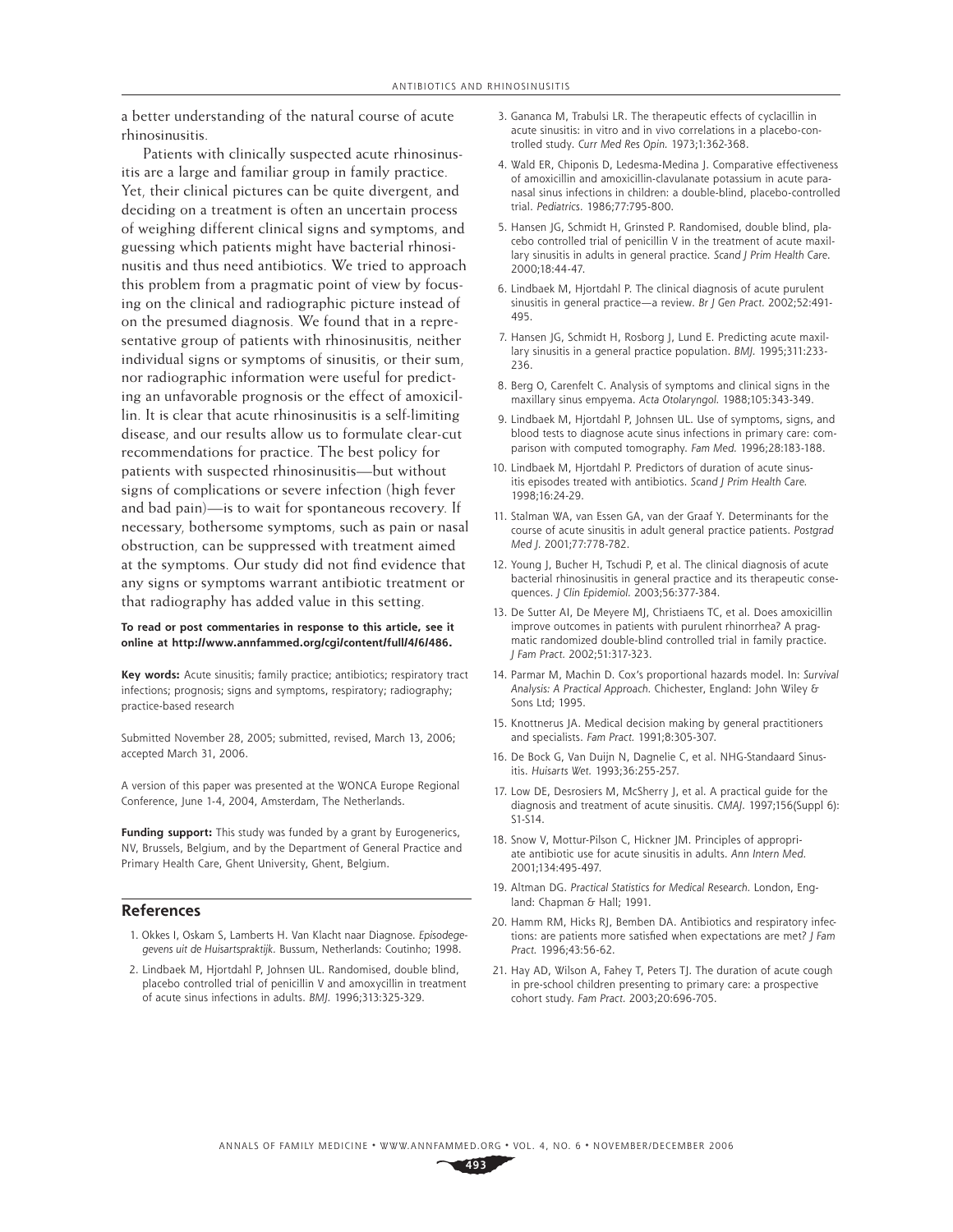a better understanding of the natural course of acute rhinosinusitis.

Patients with clinically suspected acute rhinosinusitis are a large and familiar group in family practice. Yet, their clinical pictures can be quite divergent, and deciding on a treatment is often an uncertain process of weighing different clinical signs and symptoms, and guessing which patients might have bacterial rhinosinusitis and thus need antibiotics. We tried to approach this problem from a pragmatic point of view by focusing on the clinical and radiographic picture instead of on the presumed diagnosis. We found that in a representative group of patients with rhinosinusitis, neither individual signs or symptoms of sinusitis, or their sum, nor radiographic information were useful for predicting an unfavorable prognosis or the effect of amoxicillin. It is clear that acute rhinosinusitis is a self-limiting disease, and our results allow us to formulate clear-cut recommendations for practice. The best policy for patients with suspected rhinosinusitis—but without signs of complications or severe infection (high fever and bad pain)—is to wait for spontaneous recovery. If necessary, bothersome symptoms, such as pain or nasal obstruction, can be suppressed with treatment aimed at the symptoms. Our study did not find evidence that any signs or symptoms warrant antibiotic treatment or that radiography has added value in this setting.

**To read or post commentaries in response to this article, see it online at http://www.annfammed.org/cgi/content/full/4/6/486.**

**Key words:** Acute sinusitis; family practice; antibiotics; respiratory tract infections; prognosis; signs and symptoms, respiratory; radiography; practice-based research

Submitted November 28, 2005; submitted, revised, March 13, 2006; accepted March 31, 2006.

A version of this paper was presented at the WONCA Europe Regional Conference, June 1-4, 2004, Amsterdam, The Netherlands.

**Funding support:** This study was funded by a grant by Eurogenerics, NV, Brussels, Belgium, and by the Department of General Practice and Primary Health Care, Ghent University, Ghent, Belgium.

## References

1. Okkes I, Oskam S, Lamberts H. Van Klacht naar Diagnose. *Episodegegevens uit de Huisartspraktijk*. Bussum, Netherlands: Coutinho; 1998.
2. Lindbaek M, Hjortdahl P, Johnsen UL. Randomised, double blind, placebo controlled trial of penicillin V and amoxycillin in treatment of acute sinus infections in adults. *BMJ*. 1996;313:325-329.
3. Gananca M, Trabulsi LR. The therapeutic effects of cyclacillin in acute sinusitis: in vitro and in vivo correlations in a placebo-controlled study. *Curr Med Res Opin.* 1973;1:362-368.
4. Wald ER, Chiponis D, Ledesma-Medina J. Comparative effectiveness of amoxicillin and amoxicillin-clavulanate potassium in acute paranasal sinus infections in children: a double-blind, placebo-controlled trial. *Pediatrics*. 1986;77:795-800.
5. Hansen JG, Schmidt H, Grinsted P. Randomised, double blind, placebo controlled trial of penicillin V in the treatment of acute maxillary sinusitis in adults in general practice. *Scand J Prim Health Care*. 2000;18:44-47.
6. Lindbaek M, Hjortdahl P. The clinical diagnosis of acute purulent sinusitis in general practice—a review. *Br J Gen Pract.* 2002;52:491-495.
7. Hansen JG, Schmidt H, Rosborg J, Lund E. Predicting acute maxillary sinusitis in a general practice population. *BMJ.* 1995;311:233-236.
8. Berg O, Carenfelt C. Analysis of symptoms and clinical signs in the maxillary sinus empyema. *Acta Otolaryngol.* 1988;105:343-349.
9. Lindbaek M, Hjortdahl P, Johnsen UL. Use of symptoms, signs, and blood tests to diagnose acute sinus infections in primary care: comparison with computed tomography. *Fam Med.* 1996;28:183-188.
10. Lindbaek M, Hjortdahl P. Predictors of duration of acute sinusitis episodes treated with antibiotics. *Scand J Prim Health Care.* 1998;16:24-29.
11. Stalman WA, van Essen GA, van der Graaf Y. Determinants for the course of acute sinusitis in adult general practice patients. *Postgrad Med J.* 2001;77:778-782.
12. Young J, Bucher H, Tschudi P, et al. The clinical diagnosis of acute bacterial rhinosinusitis in general practice and its therapeutic consequences. *J Clin Epidemiol.* 2003;56:377-384.
13. De Sutter AI, De Meyere MJ, Christiaens TC, et al. Does amoxicillin improve outcomes in patients with purulent rhinorrhea? A pragmatic randomized double-blind controlled trial in family practice. *J Fam Pract.* 2002;51:317-323.
14. Parmar M, Machin D. Cox's proportional hazards model. In: *Survival Analysis: A Practical Approach.* Chichester, England: John Wiley & Sons Ltd; 1995.
15. Knottnerus JA. Medical decision making by general practitioners and specialists. *Fam Pract.* 1991;8:305-307.
16. De Bock G, Van Duijn N, Dagnelie C, et al. NHG-Standaard Sinusitis. *Huisarts Wet.* 1993;36:255-257.
17. Low DE, Desrosiers M, McSherry J, et al. A practical guide for the diagnosis and treatment of acute sinusitis. *CMAJ.* 1997;156(Suppl 6): S1-S14.
18. Snow V, Mottur-Pilson C, Hickner JM. Principles of appropriate antibiotic use for acute sinusitis in adults. *Ann Intern Med.* 2001;134:495-497.
19. Altman DG. *Practical Statistics for Medical Research.* London, England: Chapman & Hall; 1991.
20. Hamm RM, Hicks RJ, Bemben DA. Antibiotics and respiratory infections: are patients more satisfied when expectations are met? *J Fam Pract.* 1996;43:56-62.
21. Hay AD, Wilson A, Fahey T, Peters TJ. The duration of acute cough in pre-school children presenting to primary care: a prospective cohort study. *Fam Pract.* 2003;20:696-705.